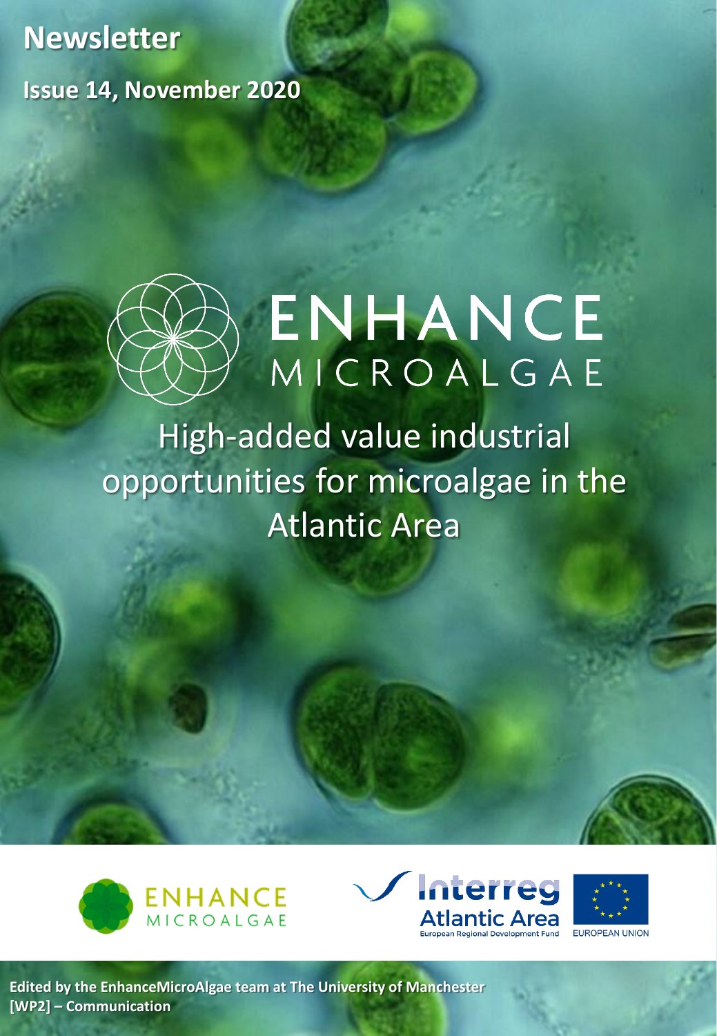# Newsletter

**Issue 14, November 2020**

# ENHANCE MICROALGAE

## High-added value industrial opportunities for microalgae in the Atlantic Area

ENHANCE MICROALGAE

Interreg Atlantic Area
European Regional Development Fund

EUROPEAN UNION

**Edited by the EnhanceMicroAlgae team at The University of Manchester**
**[WP2] – Communication**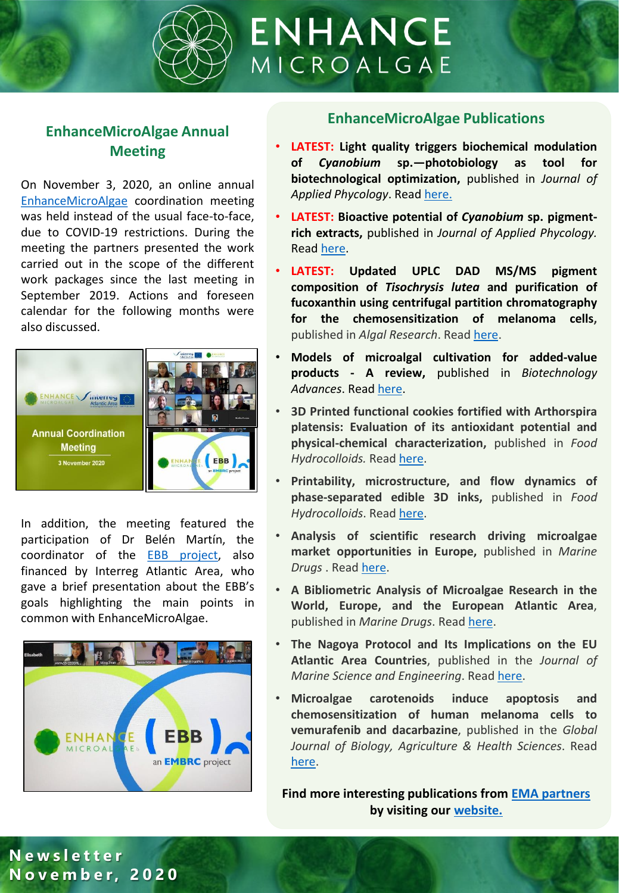## EnhanceMicroAlgae Annual Meeting

On November 3, 2020, an online annual EnhanceMicroAlgae coordination meeting was held instead of the usual face-to-face, due to COVID-19 restrictions. During the meeting the partners presented the work carried out in the scope of the different work packages since the last meeting in September 2019. Actions and foreseen calendar for the following months were also discussed.

In addition, the meeting featured the participation of Dr Belén Martín, the coordinator of the EBB project, also financed by Interreg Atlantic Area, who gave a brief presentation about the EBB's goals highlighting the main points in common with EnhanceMicroAlgae.

## EnhanceMicroAlgae Publications

- **LATEST: Light quality triggers biochemical modulation of *Cyanobium* sp.—photobiology as tool for biotechnological optimization,** published in *Journal of Applied Phycology*. Read here.
- **LATEST: Bioactive potential of *Cyanobium* sp. pigment-rich extracts,** published in *Journal of Applied Phycology.* Read here.
- **LATEST: Updated UPLC DAD MS/MS pigment composition of *Tisochrysis lutea* and purification of fucoxanthin using centrifugal partition chromatography for the chemosensitization of melanoma cells,** published in *Algal Research*. Read here.
- **Models of microalgal cultivation for added-value products - A review,** published in *Biotechnology Advances*. Read here.
- **3D Printed functional cookies fortified with Arthorspira platensis: Evaluation of its antioxidant potential and physical-chemical characterization,** published in *Food Hydrocolloids.* Read here.
- **Printability, microstructure, and flow dynamics of phase-separated edible 3D inks,** published in *Food Hydrocolloids*. Read here.
- **Analysis of scientific research driving microalgae market opportunities in Europe,** published in *Marine Drugs* . Read here.
- **A Bibliometric Analysis of Microalgae Research in the World, Europe, and the European Atlantic Area**, published in *Marine Drugs*. Read here.
- **The Nagoya Protocol and Its Implications on the EU Atlantic Area Countries**, published in the *Journal of Marine Science and Engineering*. Read here.
- **Microalgae carotenoids induce apoptosis and chemosensitization of human melanoma cells to vemurafenib and dacarbazine**, published in the *Global Journal of Biology, Agriculture & Health Sciences*. Read here.

**Find more interesting publications from EMA partners by visiting our website.**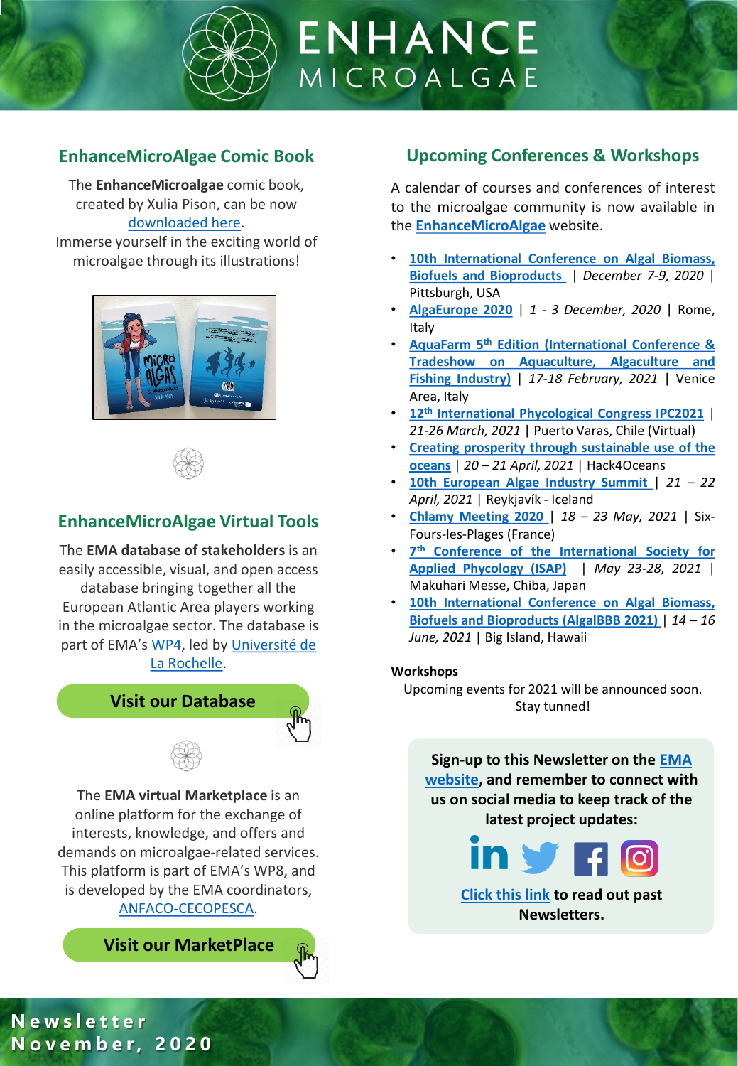# ENHANCE MICROALGAE

## EnhanceMicroAlgae Comic Book

The **EnhanceMicroalgae** comic book, created by Xulia Pison, can be now downloaded here.
Immerse yourself in the exciting world of microalgae through its illustrations!

## EnhanceMicroAlgae Virtual Tools

The **EMA database of stakeholders** is an easily accessible, visual, and open access database bringing together all the European Atlantic Area players working in the microalgae sector. The database is part of EMA's WP4, led by Université de La Rochelle.

**Visit our Database**

The **EMA virtual Marketplace** is an online platform for the exchange of interests, knowledge, and offers and demands on microalgae-related services. This platform is part of EMA's WP8, and is developed by the EMA coordinators, ANFACO-CECOPESCA.

**Visit our MarketPlace**

## Upcoming Conferences & Workshops

A calendar of courses and conferences of interest to the microalgae community is now available in the **EnhanceMicroAlgae** website.

- 10th International Conference on Algal Biomass, Biofuels and Bioproducts | *December 7-9, 2020* | Pittsburgh, USA
- AlgaEurope 2020 | *1 - 3 December, 2020* | Rome, Italy
- AquaFarm 5th Edition (International Conference & Tradeshow on Aquaculture, Algaculture and Fishing Industry) | *17-18 February, 2021* | Venice Area, Italy
- 12th International Phycological Congress IPC2021 | *21-26 March, 2021* | Puerto Varas, Chile (Virtual)
- Creating prosperity through sustainable use of the oceans | *20 – 21 April, 2021* | Hack4Oceans
- 10th European Algae Industry Summit | *21 – 22 April, 2021* | Reykjavík - Iceland
- Chlamy Meeting 2020 | *18 – 23 May, 2021* | Six-Fours-les-Plages (France)
- 7th Conference of the International Society for Applied Phycology (ISAP) | *May 23-28, 2021* | Makuhari Messe, Chiba, Japan
- 10th International Conference on Algal Biomass, Biofuels and Bioproducts (AlgalBBB 2021) | *14 – 16 June, 2021* | Big Island, Hawaii

**Workshops**

Upcoming events for 2021 will be announced soon. Stay tunned!

**Sign-up to this Newsletter on the EMA website, and remember to connect with us on social media to keep track of the latest project updates:**

**Click this link to read out past Newsletters.**

**Newsletter November, 2020**